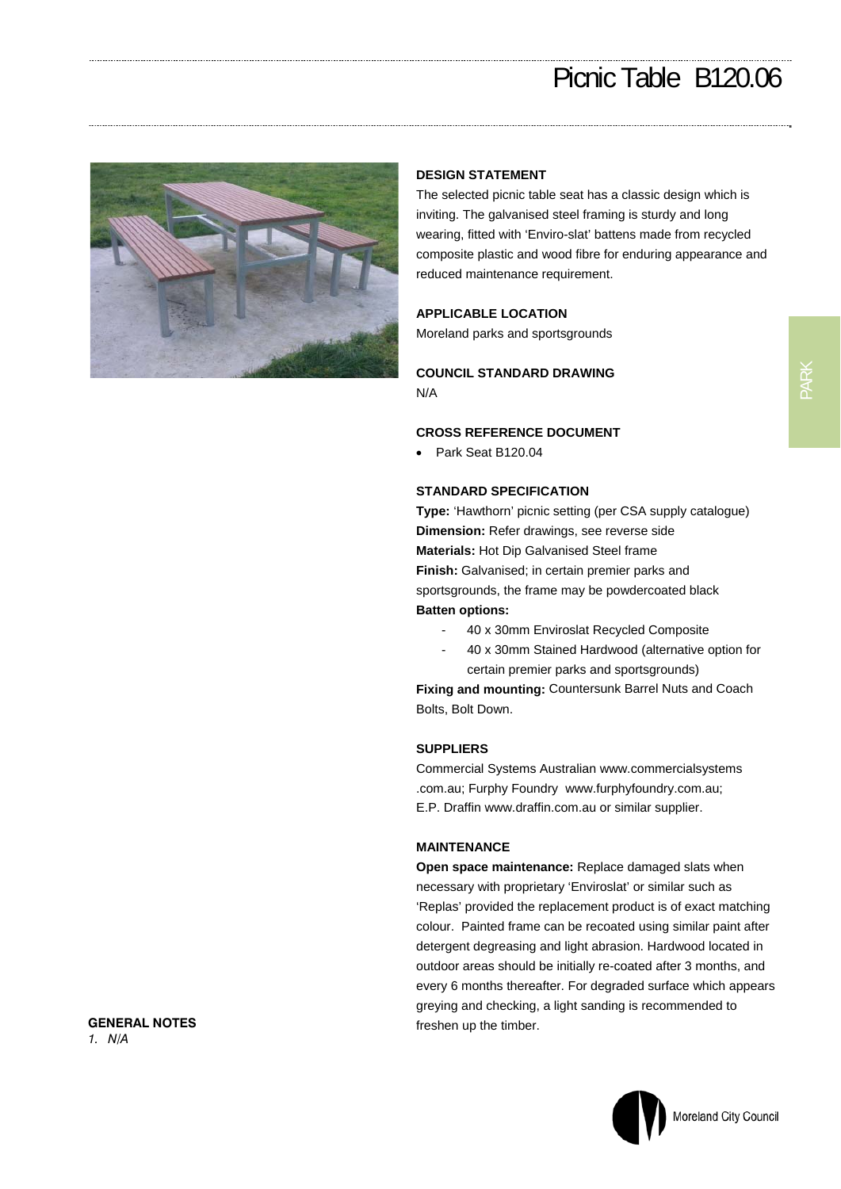# Picnic Table B120.06

## DESIGN STATEMENT

The selected picnic table seat has a classic design which is inviting. The galvanised steel framing is sturdy and long wearing, fitted with 'Enviro-slat' battens made from recycled composite plastic and wood fibre for enduring appearance and reduced maintenance requirement.

## APPLICABLE LOCATION

Moreland parks and sportsgrounds

## COUNCIL STANDARD DRAWING

N/A

## CROSS REFERENCE DOCUMENT

- Park Seat B120.04

## STANDARD SPECIFICATION

**Type:** 'Hawthorn' picnic setting (per CSA supply catalogue)
**Dimension:** Refer drawings, see reverse side
**Materials:** Hot Dip Galvanised Steel frame
**Finish:** Galvanised; in certain premier parks and sportsgrounds, the frame may be powdercoated black
**Batten options:**

- 40 x 30mm Enviroslat Recycled Composite
- 40 x 30mm Stained Hardwood (alternative option for certain premier parks and sportsgrounds)

**Fixing and mounting:** Countersunk Barrel Nuts and Coach Bolts, Bolt Down.

## SUPPLIERS

Commercial Systems Australian www.commercialsystems.com.au; Furphy Foundry www.furphyfoundry.com.au; E.P. Draffin www.draffin.com.au or similar supplier.

## MAINTENANCE

**Open space maintenance:** Replace damaged slats when necessary with proprietary 'Enviroslat' or similar such as 'Replas' provided the replacement product is of exact matching colour. Painted frame can be recoated using similar paint after detergent degreasing and light abrasion. Hardwood located in outdoor areas should be initially re-coated after 3 months, and every 6 months thereafter. For degraded surface which appears greying and checking, a light sanding is recommended to freshen up the timber.

## GENERAL NOTES

*1. N/A*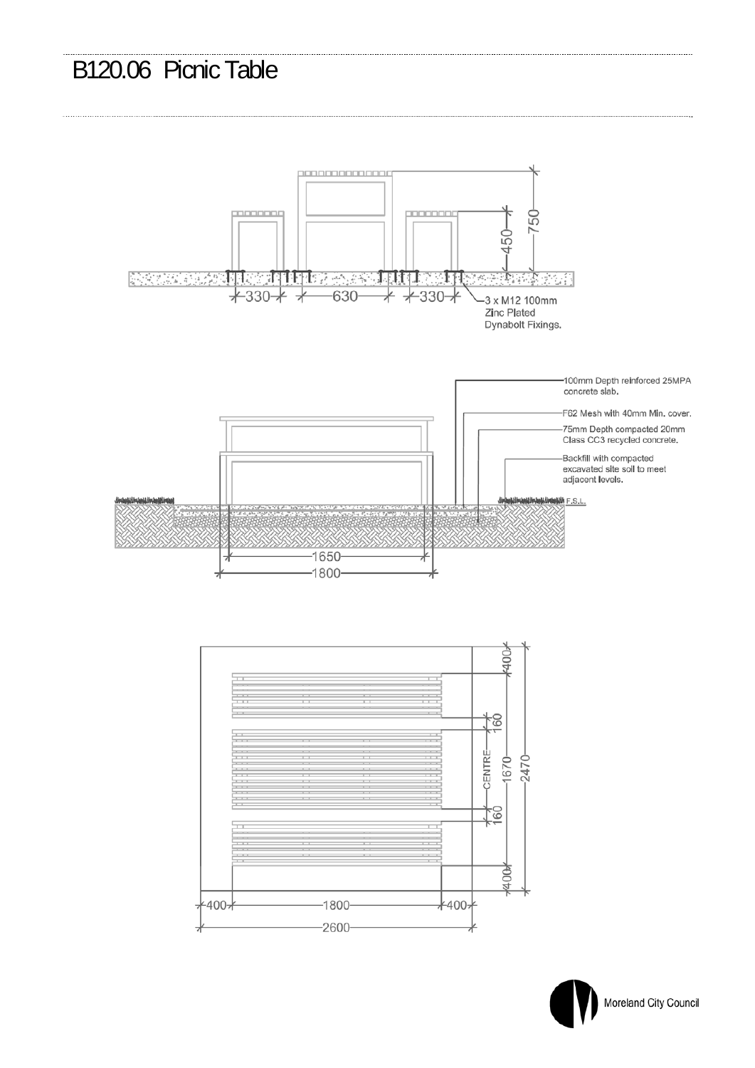# B120.06 Picnic Table

750

450

330

630

330

3 x M12 100mm Zinc Plated Dynabolt Fixings.

100mm Depth reinforced 25MPA concrete slab.

F62 Mesh with 40mm Min. cover.

75mm Depth compacted 20mm Class CC3 recycled concrete.

Backfill with compacted excavated site soil to meet adjacent levels.

F.S.L.

1650

1800

400

160

CENTRE

1670

2470

160

400

400

1800

400

2600

Moreland City Council